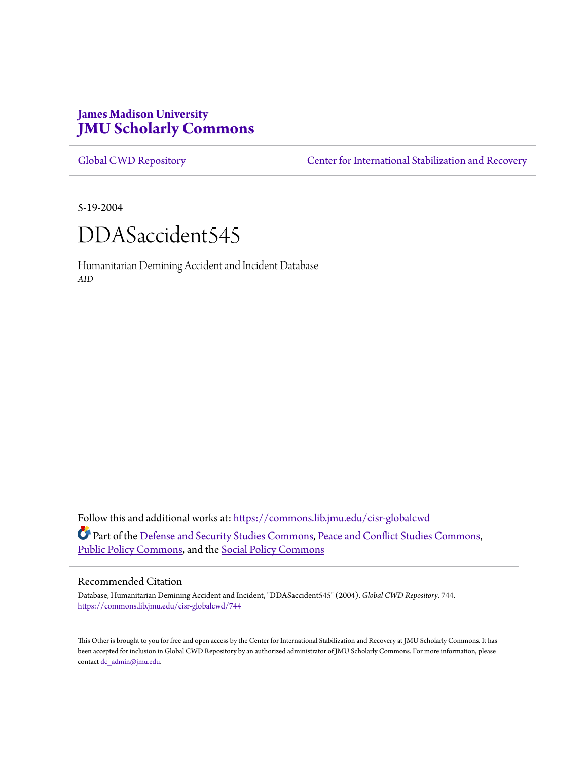James Madison University
# JMU Scholarly Commons

Global CWD Repository | Center for International Stabilization and Recovery

5-19-2004

# DDASaccident545

Humanitarian Demining Accident and Incident Database
*AID*

Follow this and additional works at: https://commons.lib.jmu.edu/cisr-globalcwd

Part of the Defense and Security Studies Commons, Peace and Conflict Studies Commons, Public Policy Commons, and the Social Policy Commons

## Recommended Citation

Database, Humanitarian Demining Accident and Incident, "DDASaccident545" (2004). *Global CWD Repository*. 744.
https://commons.lib.jmu.edu/cisr-globalcwd/744

This Other is brought to you for free and open access by the Center for International Stabilization and Recovery at JMU Scholarly Commons. It has been accepted for inclusion in Global CWD Repository by an authorized administrator of JMU Scholarly Commons. For more information, please contact dc_admin@jmu.edu.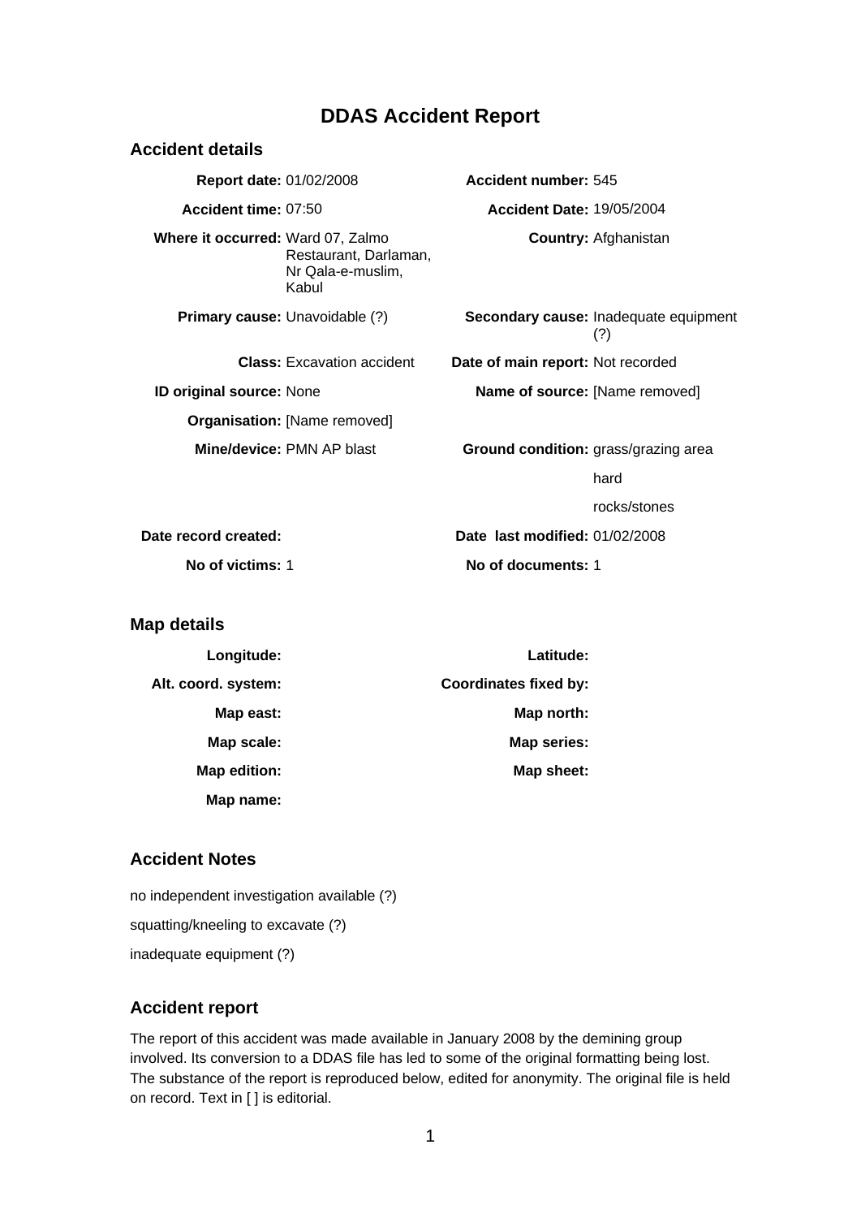# DDAS Accident Report

## Accident details

| | | | |
|---|---|---|---|
| **Report date:** | 01/02/2008 | **Accident number:** | 545 |
| **Accident time:** | 07:50 | **Accident Date:** | 19/05/2004 |
| **Where it occurred:** | Ward 07, Zalmo Restaurant, Darlaman, Nr Qala-e-muslim, Kabul | **Country:** | Afghanistan |
| **Primary cause:** | Unavoidable (?) | **Secondary cause:** | Inadequate equipment (?) |
| **Class:** | Excavation accident | **Date of main report:** | Not recorded |
| **ID original source:** | None | **Name of source:** | [Name removed] |
| **Organisation:** | [Name removed] | | |
| **Mine/device:** | PMN AP blast | **Ground condition:** | grass/grazing area<br>hard<br>rocks/stones |
| **Date record created:** | | **Date last modified:** | 01/02/2008 |
| **No of victims:** | 1 | **No of documents:** | 1 |

## Map details

| | | | |
|---|---|---|---|
| **Longitude:** | | **Latitude:** | |
| **Alt. coord. system:** | | **Coordinates fixed by:** | |
| **Map east:** | | **Map north:** | |
| **Map scale:** | | **Map series:** | |
| **Map edition:** | | **Map sheet:** | |
| **Map name:** | | | |

## Accident Notes

no independent investigation available (?)

squatting/kneeling to excavate (?)

inadequate equipment (?)

## Accident report

The report of this accident was made available in January 2008 by the demining group involved. Its conversion to a DDAS file has led to some of the original formatting being lost. The substance of the report is reproduced below, edited for anonymity. The original file is held on record. Text in [ ] is editorial.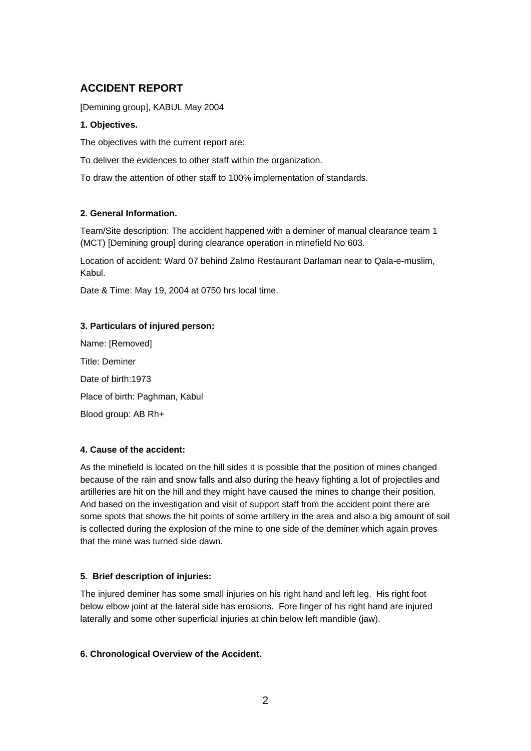## ACCIDENT REPORT

[Demining group], KABUL May 2004

**1. Objectives.**

The objectives with the current report are:

To deliver the evidences to other staff within the organization.

To draw the attention of other staff to 100% implementation of standards.

**2. General Information.**

Team/Site description: The accident happened with a deminer of manual clearance team 1 (MCT) [Demining group] during clearance operation in minefield No 603.

Location of accident: Ward 07 behind Zalmo Restaurant Darlaman near to Qala-e-muslim, Kabul.

Date & Time: May 19, 2004 at 0750 hrs local time.

**3. Particulars of injured person:**

Name: [Removed]

Title: Deminer

Date of birth:1973

Place of birth: Paghman, Kabul

Blood group: AB Rh+

**4. Cause of the accident:**

As the minefield is located on the hill sides it is possible that the position of mines changed because of the rain and snow falls and also during the heavy fighting a lot of projectiles and artilleries are hit on the hill and they might have caused the mines to change their position. And based on the investigation and visit of support staff from the accident point there are some spots that shows the hit points of some artillery in the area and also a big amount of soil is collected during the explosion of the mine to one side of the deminer which again proves that the mine was turned side dawn.

**5. Brief description of injuries:**

The injured deminer has some small injuries on his right hand and left leg. His right foot below elbow joint at the lateral side has erosions. Fore finger of his right hand are injured laterally and some other superficial injuries at chin below left mandible (jaw).

**6. Chronological Overview of the Accident.**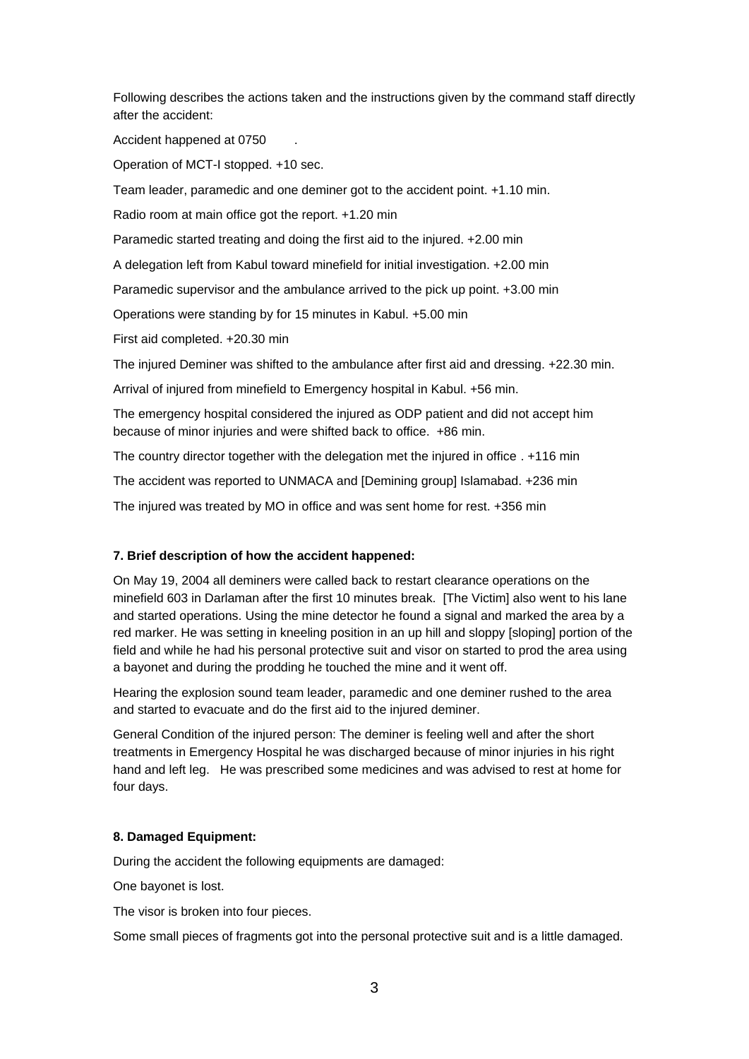Following describes the actions taken and the instructions given by the command staff directly after the accident:

Accident happened at 0750 .

Operation of MCT-I stopped. +10 sec.

Team leader, paramedic and one deminer got to the accident point. +1.10 min.

Radio room at main office got the report. +1.20 min

Paramedic started treating and doing the first aid to the injured. +2.00 min

A delegation left from Kabul toward minefield for initial investigation. +2.00 min

Paramedic supervisor and the ambulance arrived to the pick up point. +3.00 min

Operations were standing by for 15 minutes in Kabul. +5.00 min

First aid completed. +20.30 min

The injured Deminer was shifted to the ambulance after first aid and dressing. +22.30 min.

Arrival of injured from minefield to Emergency hospital in Kabul. +56 min.

The emergency hospital considered the injured as ODP patient and did not accept him because of minor injuries and were shifted back to office. +86 min.

The country director together with the delegation met the injured in office . +116 min

The accident was reported to UNMACA and [Demining group] Islamabad. +236 min

The injured was treated by MO in office and was sent home for rest. +356 min

**7. Brief description of how the accident happened:**

On May 19, 2004 all deminers were called back to restart clearance operations on the minefield 603 in Darlaman after the first 10 minutes break. [The Victim] also went to his lane and started operations. Using the mine detector he found a signal and marked the area by a red marker. He was setting in kneeling position in an up hill and sloppy [sloping] portion of the field and while he had his personal protective suit and visor on started to prod the area using a bayonet and during the prodding he touched the mine and it went off.

Hearing the explosion sound team leader, paramedic and one deminer rushed to the area and started to evacuate and do the first aid to the injured deminer.

General Condition of the injured person: The deminer is feeling well and after the short treatments in Emergency Hospital he was discharged because of minor injuries in his right hand and left leg. He was prescribed some medicines and was advised to rest at home for four days.

**8. Damaged Equipment:**

During the accident the following equipments are damaged:

One bayonet is lost.

The visor is broken into four pieces.

Some small pieces of fragments got into the personal protective suit and is a little damaged.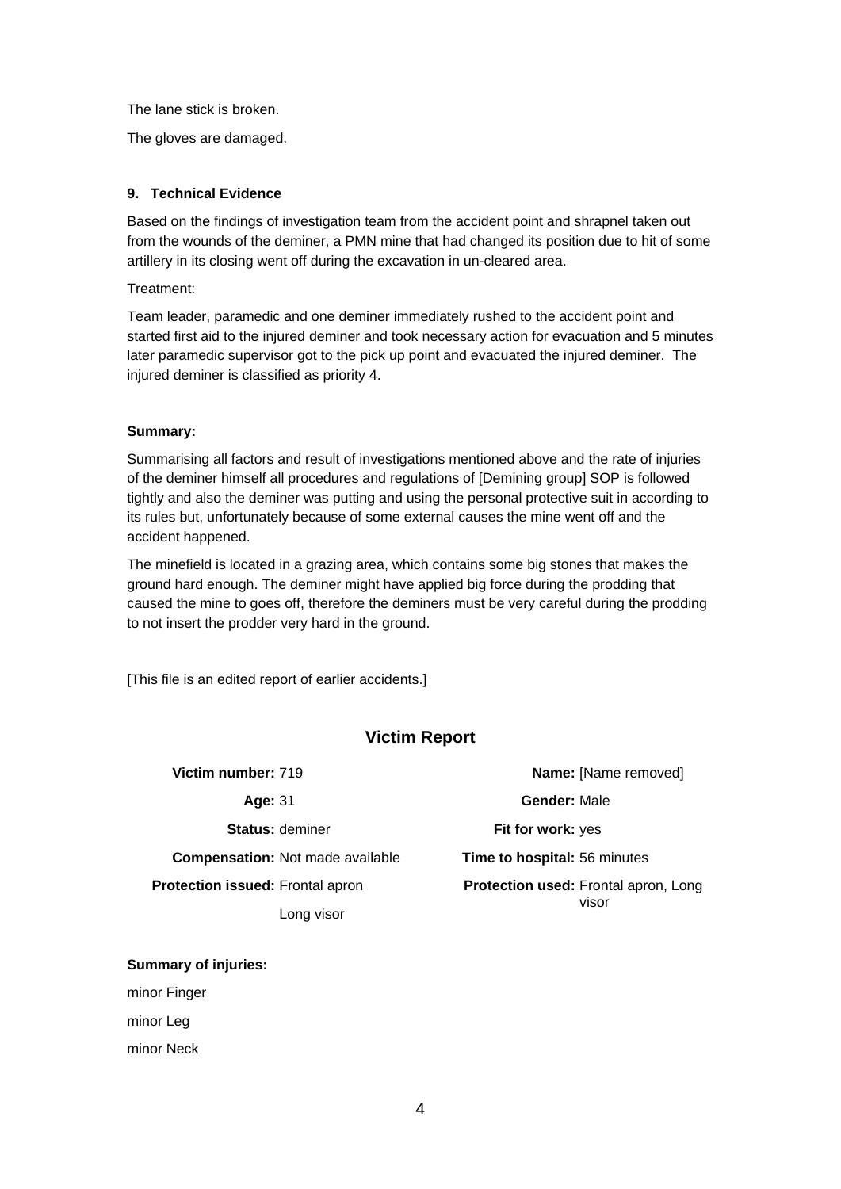The lane stick is broken.

The gloves are damaged.

### 9. Technical Evidence

Based on the findings of investigation team from the accident point and shrapnel taken out from the wounds of the deminer, a PMN mine that had changed its position due to hit of some artillery in its closing went off during the excavation in un-cleared area.

Treatment:

Team leader, paramedic and one deminer immediately rushed to the accident point and started first aid to the injured deminer and took necessary action for evacuation and 5 minutes later paramedic supervisor got to the pick up point and evacuated the injured deminer. The injured deminer is classified as priority 4.

**Summary:**

Summarising all factors and result of investigations mentioned above and the rate of injuries of the deminer himself all procedures and regulations of [Demining group] SOP is followed tightly and also the deminer was putting and using the personal protective suit in according to its rules but, unfortunately because of some external causes the mine went off and the accident happened.

The minefield is located in a grazing area, which contains some big stones that makes the ground hard enough. The deminer might have applied big force during the prodding that caused the mine to goes off, therefore the deminers must be very careful during the prodding to not insert the prodder very hard in the ground.

[This file is an edited report of earlier accidents.]

## Victim Report

| | | | |
|---|---|---|---|
| **Victim number:** | 719 | **Name:** | [Name removed] |
| **Age:** | 31 | **Gender:** | Male |
| **Status:** | deminer | **Fit for work:** | yes |
| **Compensation:** | Not made available | **Time to hospital:** | 56 minutes |
| **Protection issued:** | Frontal apron<br>Long visor | **Protection used:** | Frontal apron, Long visor |

**Summary of injuries:**

minor Finger

minor Leg

minor Neck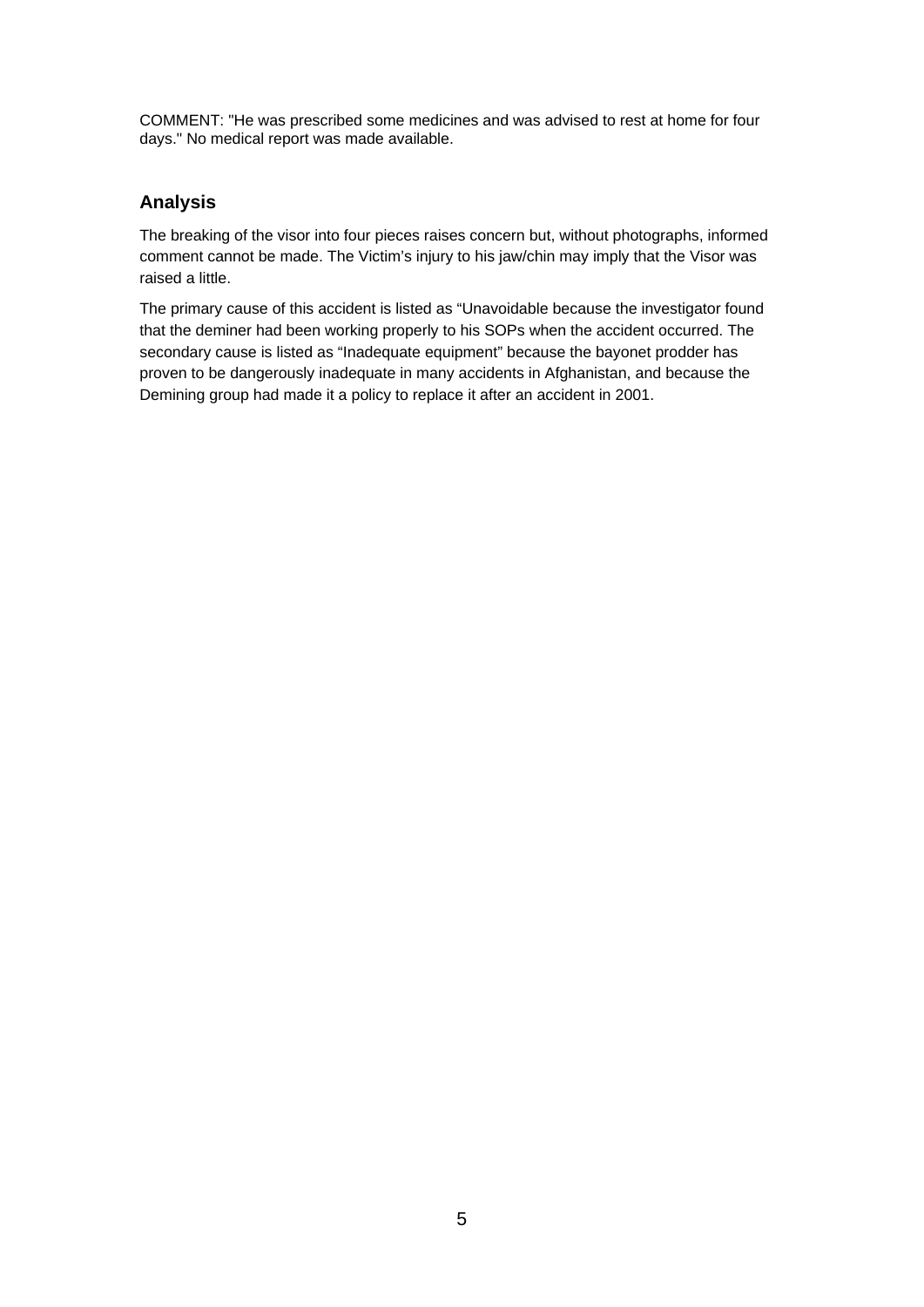COMMENT: "He was prescribed some medicines and was advised to rest at home for four days." No medical report was made available.

## Analysis

The breaking of the visor into four pieces raises concern but, without photographs, informed comment cannot be made. The Victim's injury to his jaw/chin may imply that the Visor was raised a little.

The primary cause of this accident is listed as "Unavoidable because the investigator found that the deminer had been working properly to his SOPs when the accident occurred. The secondary cause is listed as "Inadequate equipment" because the bayonet prodder has proven to be dangerously inadequate in many accidents in Afghanistan, and because the Demining group had made it a policy to replace it after an accident in 2001.